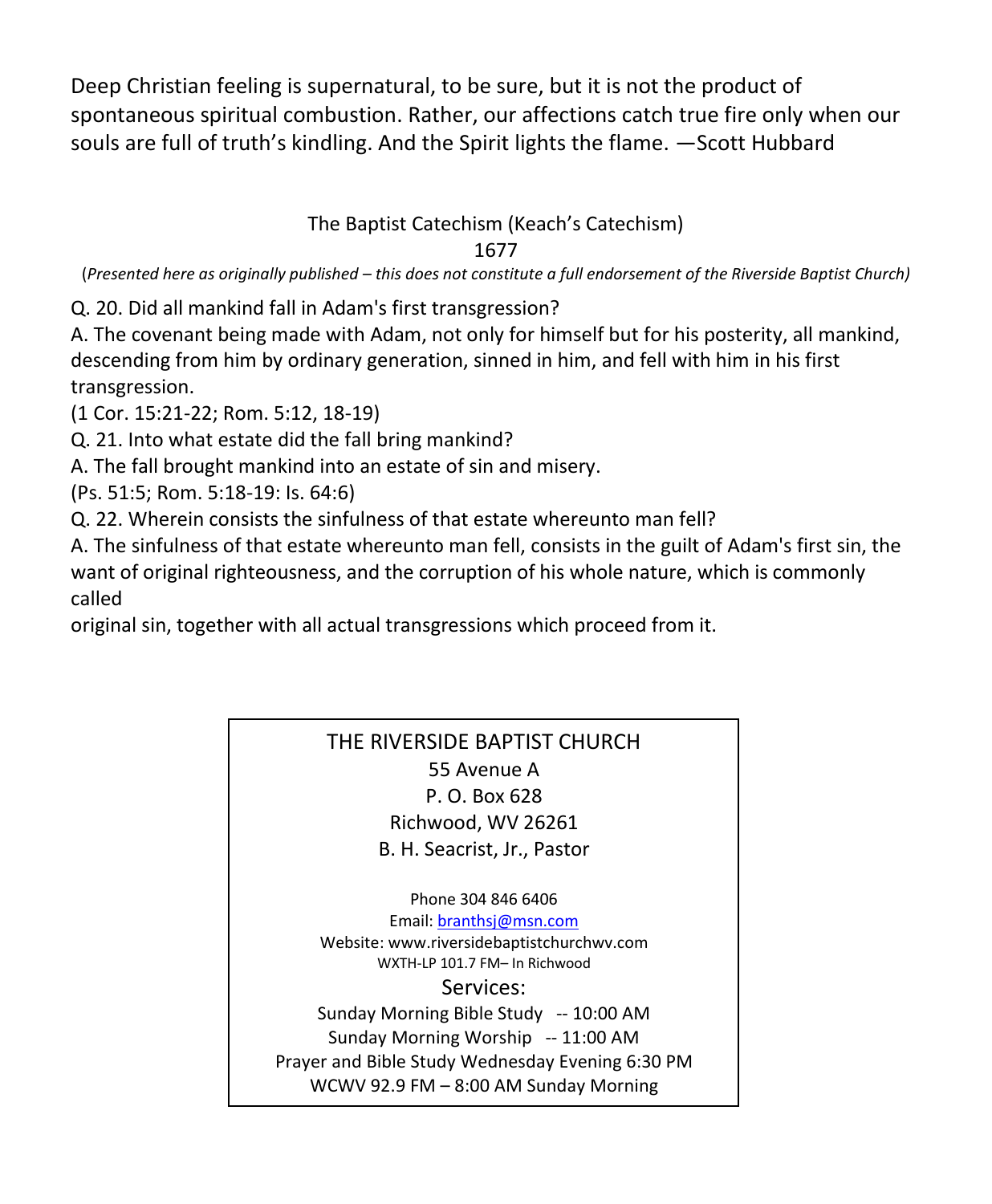Deep Christian feeling is supernatural, to be sure, but it is not the product of spontaneous spiritual combustion. Rather, our affections catch true fire only when our souls are full of truth's kindling. And the Spirit lights the flame. —Scott Hubbard

The Baptist Catechism (Keach's Catechism)
1677

(*Presented here as originally published – this does not constitute a full endorsement of the Riverside Baptist Church*)

Q. 20. Did all mankind fall in Adam's first transgression?
A. The covenant being made with Adam, not only for himself but for his posterity, all mankind, descending from him by ordinary generation, sinned in him, and fell with him in his first transgression.
(1 Cor. 15:21-22; Rom. 5:12, 18-19)
Q. 21. Into what estate did the fall bring mankind?
A. The fall brought mankind into an estate of sin and misery.
(Ps. 51:5; Rom. 5:18-19: Is. 64:6)
Q. 22. Wherein consists the sinfulness of that estate whereunto man fell?
A. The sinfulness of that estate whereunto man fell, consists in the guilt of Adam's first sin, the want of original righteousness, and the corruption of his whole nature, which is commonly called
original sin, together with all actual transgressions which proceed from it.

THE RIVERSIDE BAPTIST CHURCH
55 Avenue A
P. O. Box 628
Richwood, WV 26261
B. H. Seacrist, Jr., Pastor

Phone 304 846 6406
Email: branthsj@msn.com
Website: www.riversidebaptistchurchwv.com
WXTH-LP 101.7 FM– In Richwood

Services:
Sunday Morning Bible Study -- 10:00 AM
Sunday Morning Worship -- 11:00 AM
Prayer and Bible Study Wednesday Evening 6:30 PM
WCWV 92.9 FM – 8:00 AM Sunday Morning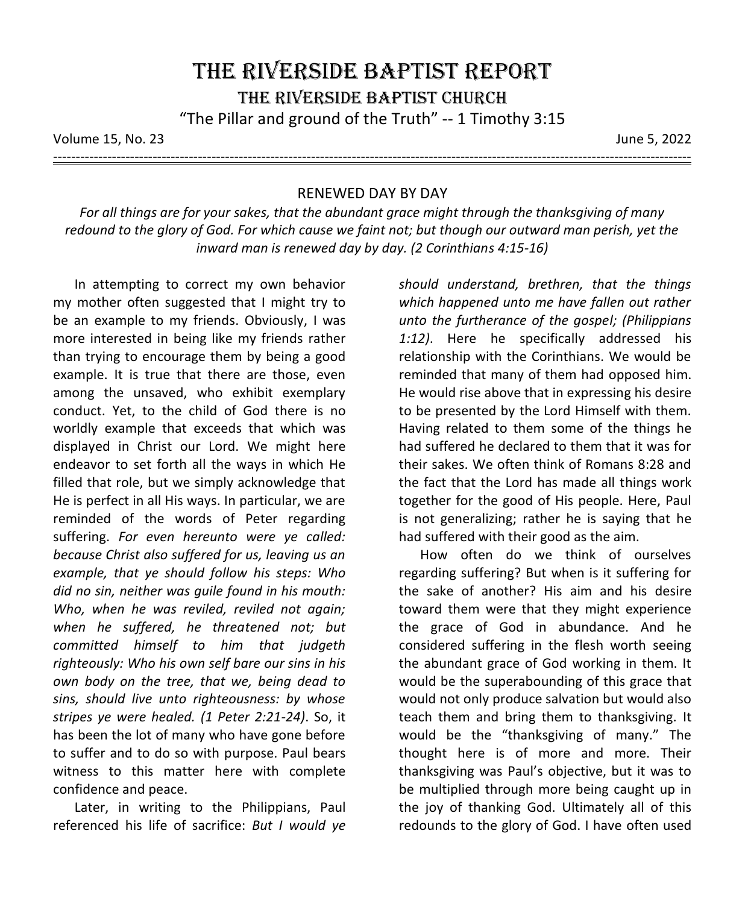# THE RIVERSIDE BAPTIST REPORT

## THE RIVERSIDE BAPTIST CHURCH

"The Pillar and ground of the Truth" -- 1 Timothy 3:15

Volume 15, No. 23 June 5, 2022

---

### RENEWED DAY BY DAY

*For all things are for your sakes, that the abundant grace might through the thanksgiving of many redound to the glory of God. For which cause we faint not; but though our outward man perish, yet the inward man is renewed day by day. (2 Corinthians 4:15-16)*

In attempting to correct my own behavior my mother often suggested that I might try to be an example to my friends. Obviously, I was more interested in being like my friends rather than trying to encourage them by being a good example. It is true that there are those, even among the unsaved, who exhibit exemplary conduct. Yet, to the child of God there is no worldly example that exceeds that which was displayed in Christ our Lord. We might here endeavor to set forth all the ways in which He filled that role, but we simply acknowledge that He is perfect in all His ways. In particular, we are reminded of the words of Peter regarding suffering. *For even hereunto were ye called: because Christ also suffered for us, leaving us an example, that ye should follow his steps: Who did no sin, neither was guile found in his mouth: Who, when he was reviled, reviled not again; when he suffered, he threatened not; but committed himself to him that judgeth righteously: Who his own self bare our sins in his own body on the tree, that we, being dead to sins, should live unto righteousness: by whose stripes ye were healed. (1 Peter 2:21-24)*. So, it has been the lot of many who have gone before to suffer and to do so with purpose. Paul bears witness to this matter here with complete confidence and peace.

Later, in writing to the Philippians, Paul referenced his life of sacrifice: *But I would ye should understand, brethren, that the things which happened unto me have fallen out rather unto the furtherance of the gospel; (Philippians 1:12)*. Here he specifically addressed his relationship with the Corinthians. We would be reminded that many of them had opposed him. He would rise above that in expressing his desire to be presented by the Lord Himself with them. Having related to them some of the things he had suffered he declared to them that it was for their sakes. We often think of Romans 8:28 and the fact that the Lord has made all things work together for the good of His people. Here, Paul is not generalizing; rather he is saying that he had suffered with their good as the aim.

How often do we think of ourselves regarding suffering? But when is it suffering for the sake of another? His aim and his desire toward them were that they might experience the grace of God in abundance. And he considered suffering in the flesh worth seeing the abundant grace of God working in them. It would be the superabounding of this grace that would not only produce salvation but would also teach them and bring them to thanksgiving. It would be the "thanksgiving of many." The thought here is of more and more. Their thanksgiving was Paul's objective, but it was to be multiplied through more being caught up in the joy of thanking God. Ultimately all of this redounds to the glory of God. I have often used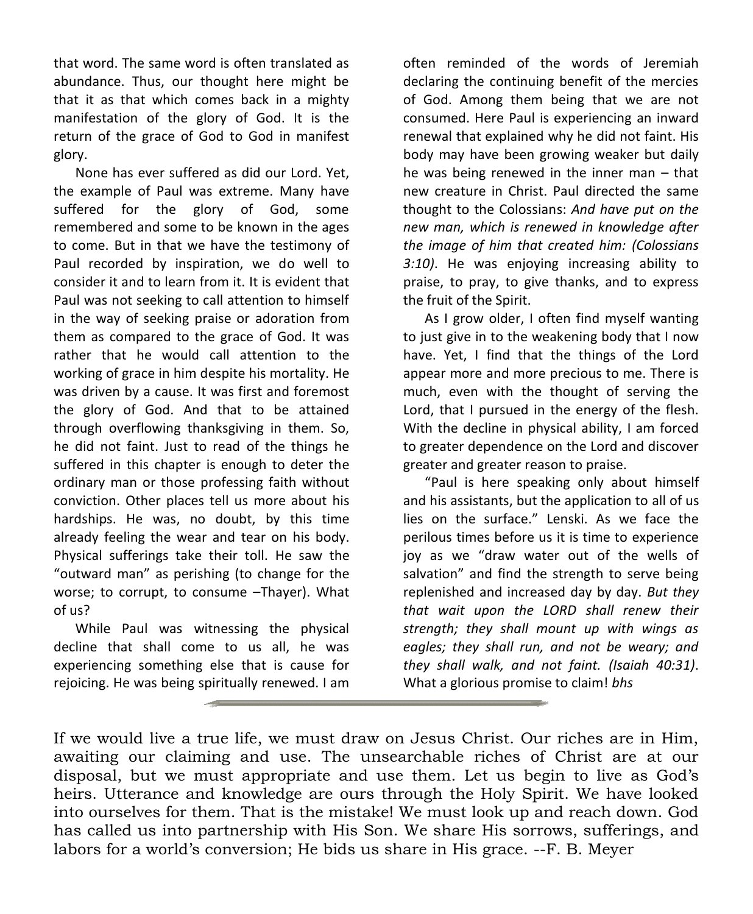that word. The same word is often translated as abundance. Thus, our thought here might be that it as that which comes back in a mighty manifestation of the glory of God. It is the return of the grace of God to God in manifest glory.

None has ever suffered as did our Lord. Yet, the example of Paul was extreme. Many have suffered for the glory of God, some remembered and some to be known in the ages to come. But in that we have the testimony of Paul recorded by inspiration, we do well to consider it and to learn from it. It is evident that Paul was not seeking to call attention to himself in the way of seeking praise or adoration from them as compared to the grace of God. It was rather that he would call attention to the working of grace in him despite his mortality. He was driven by a cause. It was first and foremost the glory of God. And that to be attained through overflowing thanksgiving in them. So, he did not faint. Just to read of the things he suffered in this chapter is enough to deter the ordinary man or those professing faith without conviction. Other places tell us more about his hardships. He was, no doubt, by this time already feeling the wear and tear on his body. Physical sufferings take their toll. He saw the "outward man" as perishing (to change for the worse; to corrupt, to consume –Thayer). What of us?

While Paul was witnessing the physical decline that shall come to us all, he was experiencing something else that is cause for rejoicing. He was being spiritually renewed. I am often reminded of the words of Jeremiah declaring the continuing benefit of the mercies of God. Among them being that we are not consumed. Here Paul is experiencing an inward renewal that explained why he did not faint. His body may have been growing weaker but daily he was being renewed in the inner man – that new creature in Christ. Paul directed the same thought to the Colossians: *And have put on the new man, which is renewed in knowledge after the image of him that created him: (Colossians 3:10)*. He was enjoying increasing ability to praise, to pray, to give thanks, and to express the fruit of the Spirit.

As I grow older, I often find myself wanting to just give in to the weakening body that I now have. Yet, I find that the things of the Lord appear more and more precious to me. There is much, even with the thought of serving the Lord, that I pursued in the energy of the flesh. With the decline in physical ability, I am forced to greater dependence on the Lord and discover greater and greater reason to praise.

"Paul is here speaking only about himself and his assistants, but the application to all of us lies on the surface." Lenski. As we face the perilous times before us it is time to experience joy as we "draw water out of the wells of salvation" and find the strength to serve being replenished and increased day by day. *But they that wait upon the LORD shall renew their strength; they shall mount up with wings as eagles; they shall run, and not be weary; and they shall walk, and not faint. (Isaiah 40:31)*. What a glorious promise to claim! *bhs*

---

If we would live a true life, we must draw on Jesus Christ. Our riches are in Him, awaiting our claiming and use. The unsearchable riches of Christ are at our disposal, but we must appropriate and use them. Let us begin to live as God's heirs. Utterance and knowledge are ours through the Holy Spirit. We have looked into ourselves for them. That is the mistake! We must look up and reach down. God has called us into partnership with His Son. We share His sorrows, sufferings, and labors for a world's conversion; He bids us share in His grace. --F. B. Meyer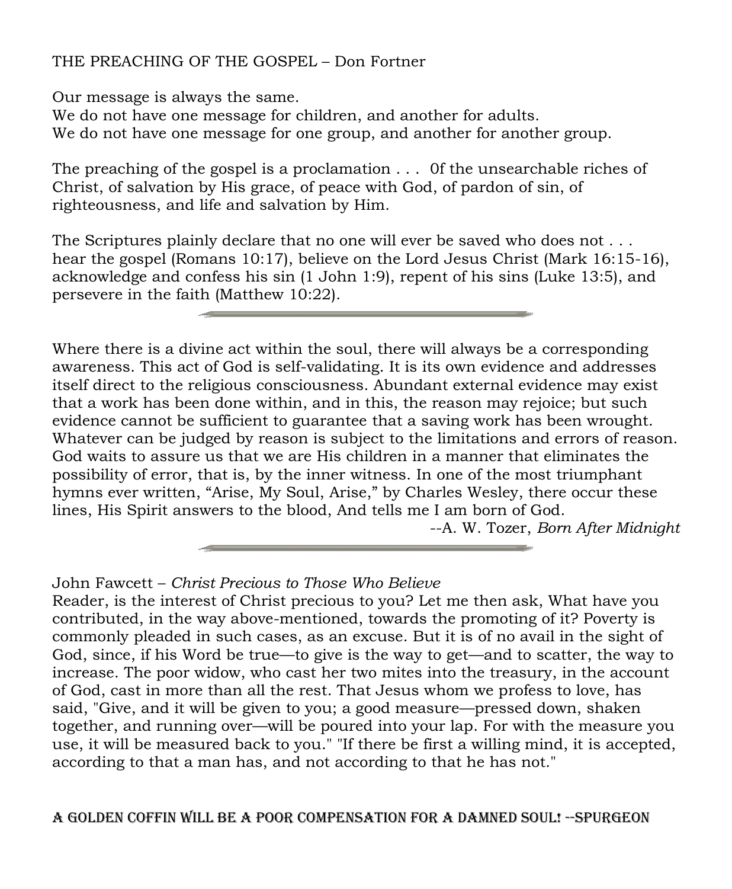THE PREACHING OF THE GOSPEL – Don Fortner

Our message is always the same.
We do not have one message for children, and another for adults.
We do not have one message for one group, and another for another group.

The preaching of the gospel is a proclamation . . . 0f the unsearchable riches of Christ, of salvation by His grace, of peace with God, of pardon of sin, of righteousness, and life and salvation by Him.

The Scriptures plainly declare that no one will ever be saved who does not . . . hear the gospel (Romans 10:17), believe on the Lord Jesus Christ (Mark 16:15-16), acknowledge and confess his sin (1 John 1:9), repent of his sins (Luke 13:5), and persevere in the faith (Matthew 10:22).

---

Where there is a divine act within the soul, there will always be a corresponding awareness. This act of God is self-validating. It is its own evidence and addresses itself direct to the religious consciousness. Abundant external evidence may exist that a work has been done within, and in this, the reason may rejoice; but such evidence cannot be sufficient to guarantee that a saving work has been wrought. Whatever can be judged by reason is subject to the limitations and errors of reason. God waits to assure us that we are His children in a manner that eliminates the possibility of error, that is, by the inner witness. In one of the most triumphant hymns ever written, “Arise, My Soul, Arise,” by Charles Wesley, there occur these lines, His Spirit answers to the blood, And tells me I am born of God.

--A. W. Tozer, *Born After Midnight*

---

John Fawcett – *Christ Precious to Those Who Believe*
Reader, is the interest of Christ precious to you? Let me then ask, What have you contributed, in the way above-mentioned, towards the promoting of it? Poverty is commonly pleaded in such cases, as an excuse. But it is of no avail in the sight of God, since, if his Word be true—to give is the way to get—and to scatter, the way to increase. The poor widow, who cast her two mites into the treasury, in the account of God, cast in more than all the rest. That Jesus whom we profess to love, has said, "Give, and it will be given to you; a good measure—pressed down, shaken together, and running over—will be poured into your lap. For with the measure you use, it will be measured back to you." "If there be first a willing mind, it is accepted, according to that a man has, and not according to that he has not."

A GOLDEN COFFIN WILL BE A POOR COMPENSATION FOR A DAMNED SOUL! --SPURGEON